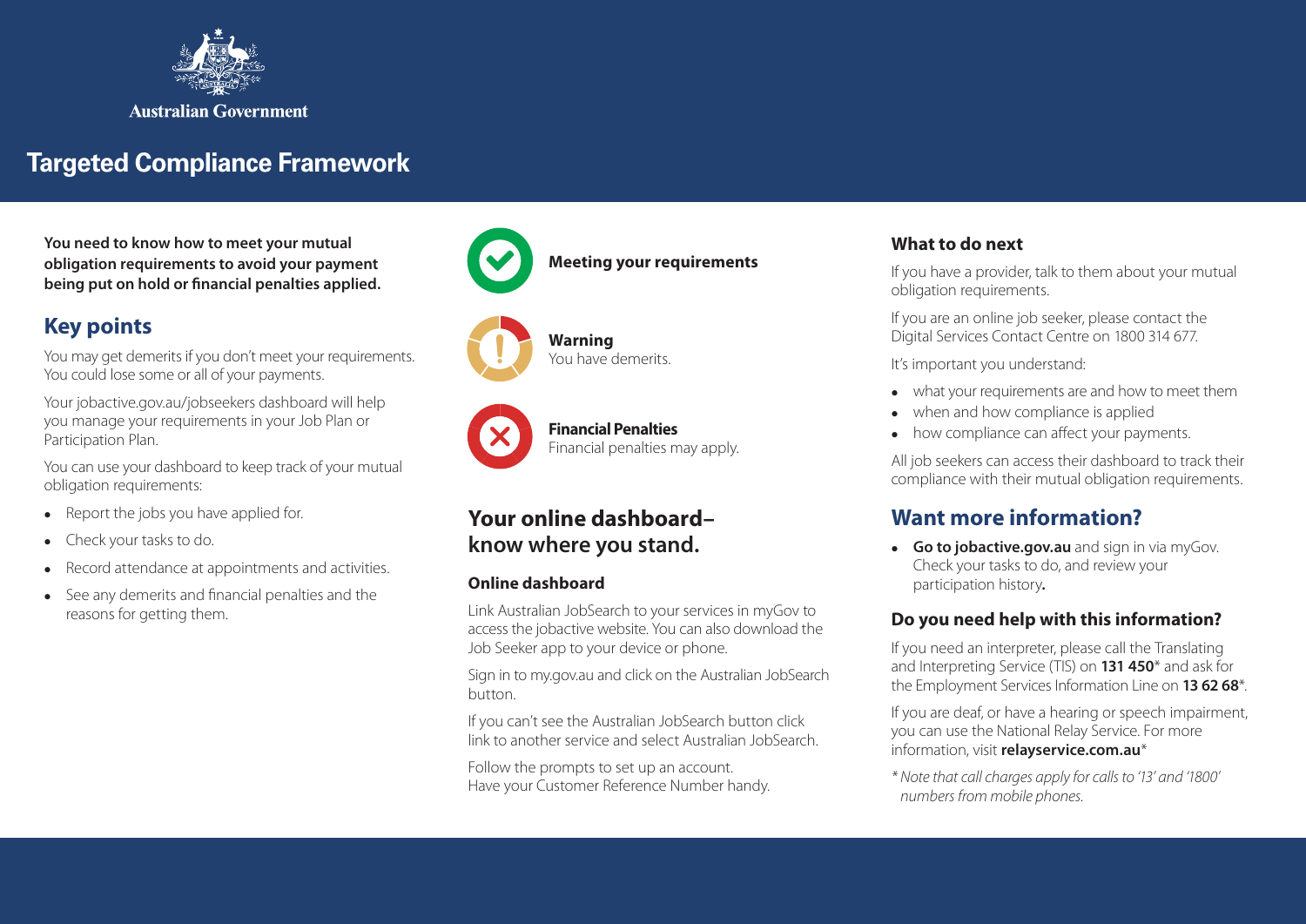Australian Government

# Targeted Compliance Framework

**You need to know how to meet your mutual obligation requirements to avoid your payment being put on hold or financial penalties applied.**

## Key points

You may get demerits if you don't meet your requirements. You could lose some or all of your payments.

Your jobactive.gov.au/jobseekers dashboard will help you manage your requirements in your Job Plan or Participation Plan.

You can use your dashboard to keep track of your mutual obligation requirements:

- Report the jobs you have applied for.
- Check your tasks to do.
- Record attendance at appointments and activities.
- See any demerits and financial penalties and the reasons for getting them.

**Meeting your requirements**

**Warning**
You have demerits.

**Financial Penalties**
Financial penalties may apply.

## Your online dashboard– know where you stand.

### Online dashboard

Link Australian JobSearch to your services in myGov to access the jobactive website. You can also download the Job Seeker app to your device or phone.

Sign in to my.gov.au and click on the Australian JobSearch button.

If you can't see the Australian JobSearch button click link to another service and select Australian JobSearch.

Follow the prompts to set up an account.
Have your Customer Reference Number handy.

### What to do next

If you have a provider, talk to them about your mutual obligation requirements.

If you are an online job seeker, please contact the Digital Services Contact Centre on 1800 314 677.

It's important you understand:

- what your requirements are and how to meet them
- when and how compliance is applied
- how compliance can affect your payments.

All job seekers can access their dashboard to track their compliance with their mutual obligation requirements.

## Want more information?

- **Go to jobactive.gov.au** and sign in via myGov. Check your tasks to do, and review your participation history**.**

### Do you need help with this information?

If you need an interpreter, please call the Translating and Interpreting Service (TIS) on **131 450*** and ask for the Employment Services Information Line on **13 62 68***.

If you are deaf, or have a hearing or speech impairment, you can use the National Relay Service. For more information, visit **relayservice.com.au***

*\* Note that call charges apply for calls to '13' and '1800' numbers from mobile phones.*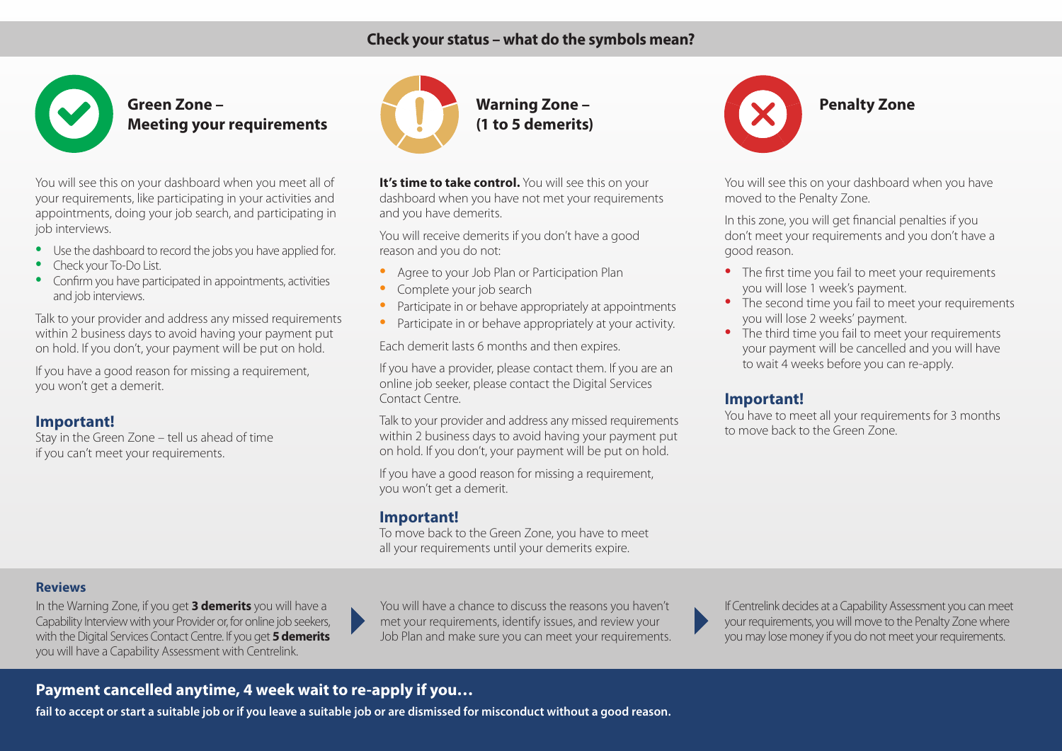## Check your status – what do the symbols mean?

### Green Zone – Meeting your requirements

You will see this on your dashboard when you meet all of your requirements, like participating in your activities and appointments, doing your job search, and participating in job interviews.

- Use the dashboard to record the jobs you have applied for.
- Check your To-Do List.
- Confirm you have participated in appointments, activities and job interviews.

Talk to your provider and address any missed requirements within 2 business days to avoid having your payment put on hold. If you don't, your payment will be put on hold.

If you have a good reason for missing a requirement, you won't get a demerit.

**Important!**
Stay in the Green Zone – tell us ahead of time if you can't meet your requirements.

### Warning Zone – (1 to 5 demerits)

**It's time to take control.** You will see this on your dashboard when you have not met your requirements and you have demerits.

You will receive demerits if you don't have a good reason and you do not:

- Agree to your Job Plan or Participation Plan
- Complete your job search
- Participate in or behave appropriately at appointments
- Participate in or behave appropriately at your activity.

Each demerit lasts 6 months and then expires.

If you have a provider, please contact them. If you are an online job seeker, please contact the Digital Services Contact Centre.

Talk to your provider and address any missed requirements within 2 business days to avoid having your payment put on hold. If you don't, your payment will be put on hold.

If you have a good reason for missing a requirement, you won't get a demerit.

**Important!**
To move back to the Green Zone, you have to meet all your requirements until your demerits expire.

### Penalty Zone

You will see this on your dashboard when you have moved to the Penalty Zone.

In this zone, you will get financial penalties if you don't meet your requirements and you don't have a good reason.

- The first time you fail to meet your requirements you will lose 1 week's payment.
- The second time you fail to meet your requirements you will lose 2 weeks' payment.
- The third time you fail to meet your requirements your payment will be cancelled and you will have to wait 4 weeks before you can re-apply.

**Important!**
You have to meet all your requirements for 3 months to move back to the Green Zone.

### Reviews

In the Warning Zone, if you get **3 demerits** you will have a Capability Interview with your Provider or, for online job seekers, with the Digital Services Contact Centre. If you get **5 demerits** you will have a Capability Assessment with Centrelink.

You will have a chance to discuss the reasons you haven't met your requirements, identify issues, and review your Job Plan and make sure you can meet your requirements.

If Centrelink decides at a Capability Assessment you can meet your requirements, you will move to the Penalty Zone where you may lose money if you do not meet your requirements.

### Payment cancelled anytime, 4 week wait to re-apply if you…

**fail to accept or start a suitable job or if you leave a suitable job or are dismissed for misconduct without a good reason.**